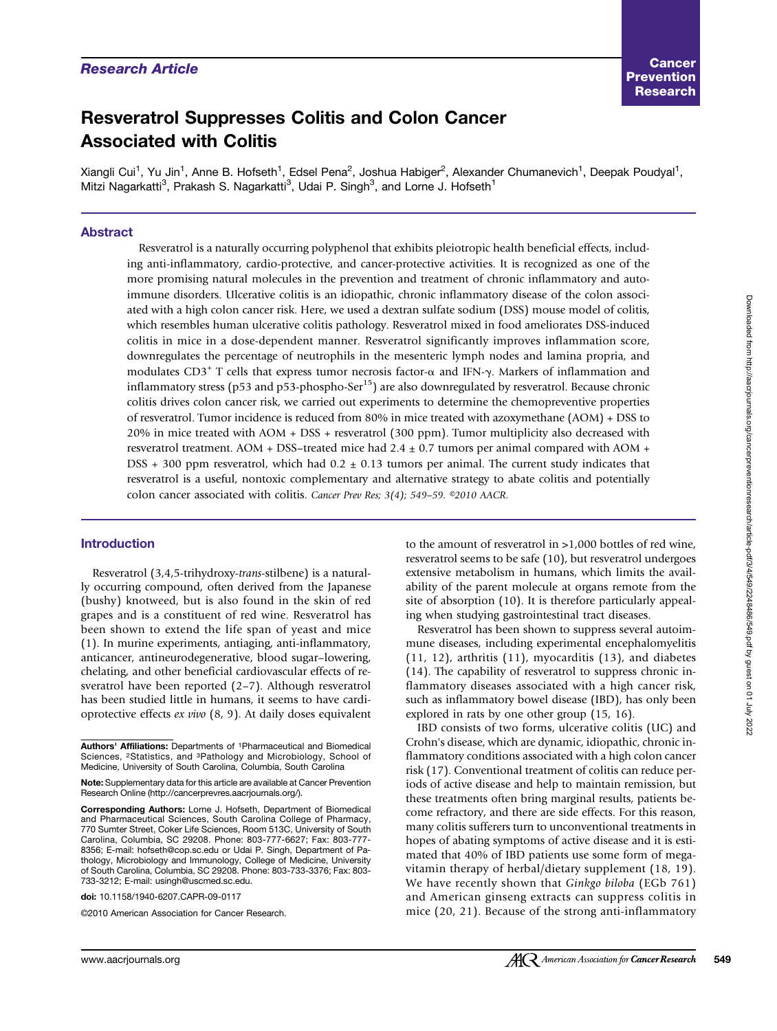*Research Article*

# Resveratrol Suppresses Colitis and Colon Cancer Associated with Colitis

Xiangli Cui[1], Yu Jin[1], Anne B. Hofseth[1], Edsel Pena[2], Joshua Habiger[2], Alexander Chumanevich[1], Deepak Poudyal[1], Mitzi Nagarkatti[3], Prakash S. Nagarkatti[3], Udai P. Singh[3], and Lorne J. Hofseth[1]

## Abstract

Resveratrol is a naturally occurring polyphenol that exhibits pleiotropic health beneficial effects, including anti-inflammatory, cardio-protective, and cancer-protective activities. It is recognized as one of the more promising natural molecules in the prevention and treatment of chronic inflammatory and autoimmune disorders. Ulcerative colitis is an idiopathic, chronic inflammatory disease of the colon associated with a high colon cancer risk. Here, we used a dextran sulfate sodium (DSS) mouse model of colitis, which resembles human ulcerative colitis pathology. Resveratrol mixed in food ameliorates DSS-induced colitis in mice in a dose-dependent manner. Resveratrol significantly improves inflammation score, downregulates the percentage of neutrophils in the mesenteric lymph nodes and lamina propria, and modulates $CD3^+$ T cells that express tumor necrosis factor-α and IFN-γ. Markers of inflammation and inflammatory stress (p53 and p53-phospho-$Ser^{15}$) are also downregulated by resveratrol. Because chronic colitis drives colon cancer risk, we carried out experiments to determine the chemopreventive properties of resveratrol. Tumor incidence is reduced from 80% in mice treated with azoxymethane (AOM) + DSS to 20% in mice treated with AOM + DSS + resveratrol (300 ppm). Tumor multiplicity also decreased with resveratrol treatment. AOM + DSS–treated mice had $2.4 \pm 0.7$ tumors per animal compared with AOM + DSS + 300 ppm resveratrol, which had $0.2 \pm 0.13$ tumors per animal. The current study indicates that resveratrol is a useful, nontoxic complementary and alternative strategy to abate colitis and potentially colon cancer associated with colitis. *Cancer Prev Res; 3(4); 549–59. ©2010 AACR.*

## Introduction

Resveratrol (3,4,5-trihydroxy-*trans*-stilbene) is a naturally occurring compound, often derived from the Japanese (bushy) knotweed, but is also found in the skin of red grapes and is a constituent of red wine. Resveratrol has been shown to extend the life span of yeast and mice (1). In murine experiments, antiaging, anti-inflammatory, anticancer, antineurodegenerative, blood sugar–lowering, chelating, and other beneficial cardiovascular effects of resveratrol have been reported (2–7). Although resveratrol has been studied little in humans, it seems to have cardioprotective effects *ex vivo* (8, 9). At daily doses equivalent to the amount of resveratrol in >1,000 bottles of red wine, resveratrol seems to be safe (10), but resveratrol undergoes extensive metabolism in humans, which limits the availability of the parent molecule at organs remote from the site of absorption (10). It is therefore particularly appealing when studying gastrointestinal tract diseases.

Resveratrol has been shown to suppress several autoimmune diseases, including experimental encephalomyelitis (11, 12), arthritis (11), myocarditis (13), and diabetes (14). The capability of resveratrol to suppress chronic inflammatory diseases associated with a high cancer risk, such as inflammatory bowel disease (IBD), has only been explored in rats by one other group (15, 16).

IBD consists of two forms, ulcerative colitis (UC) and Crohn's disease, which are dynamic, idiopathic, chronic inflammatory conditions associated with a high colon cancer risk (17). Conventional treatment of colitis can reduce periods of active disease and help to maintain remission, but these treatments often bring marginal results, patients become refractory, and there are side effects. For this reason, many colitis sufferers turn to unconventional treatments in hopes of abating symptoms of active disease and it is estimated that 40% of IBD patients use some form of megavitamin therapy of herbal/dietary supplement (18, 19). We have recently shown that *Ginkgo biloba* (EGb 761) and American ginseng extracts can suppress colitis in mice (20, 21). Because of the strong anti-inflammatory

**Authors' Affiliations:** Departments of [1]Pharmaceutical and Biomedical Sciences, [2]Statistics, and [3]Pathology and Microbiology, School of Medicine, University of South Carolina, Columbia, South Carolina

**Note:** Supplementary data for this article are available at Cancer Prevention Research Online (http://cancerprevres.aacrjournals.org/).

**Corresponding Authors:** Lorne J. Hofseth, Department of Biomedical and Pharmaceutical Sciences, South Carolina College of Pharmacy, 770 Sumter Street, Coker Life Sciences, Room 513C, University of South Carolina, Columbia, SC 29208. Phone: 803-777-6627; Fax: 803-777-8356; E-mail: hofseth@cop.sc.edu or Udai P. Singh, Department of Pathology, Microbiology and Immunology, College of Medicine, University of South Carolina, Columbia, SC 29208. Phone: 803-733-3376; Fax: 803-733-3212; E-mail: usingh@uscmed.sc.edu.

doi: 10.1158/1940-6207.CAPR-09-0117

©2010 American Association for Cancer Research.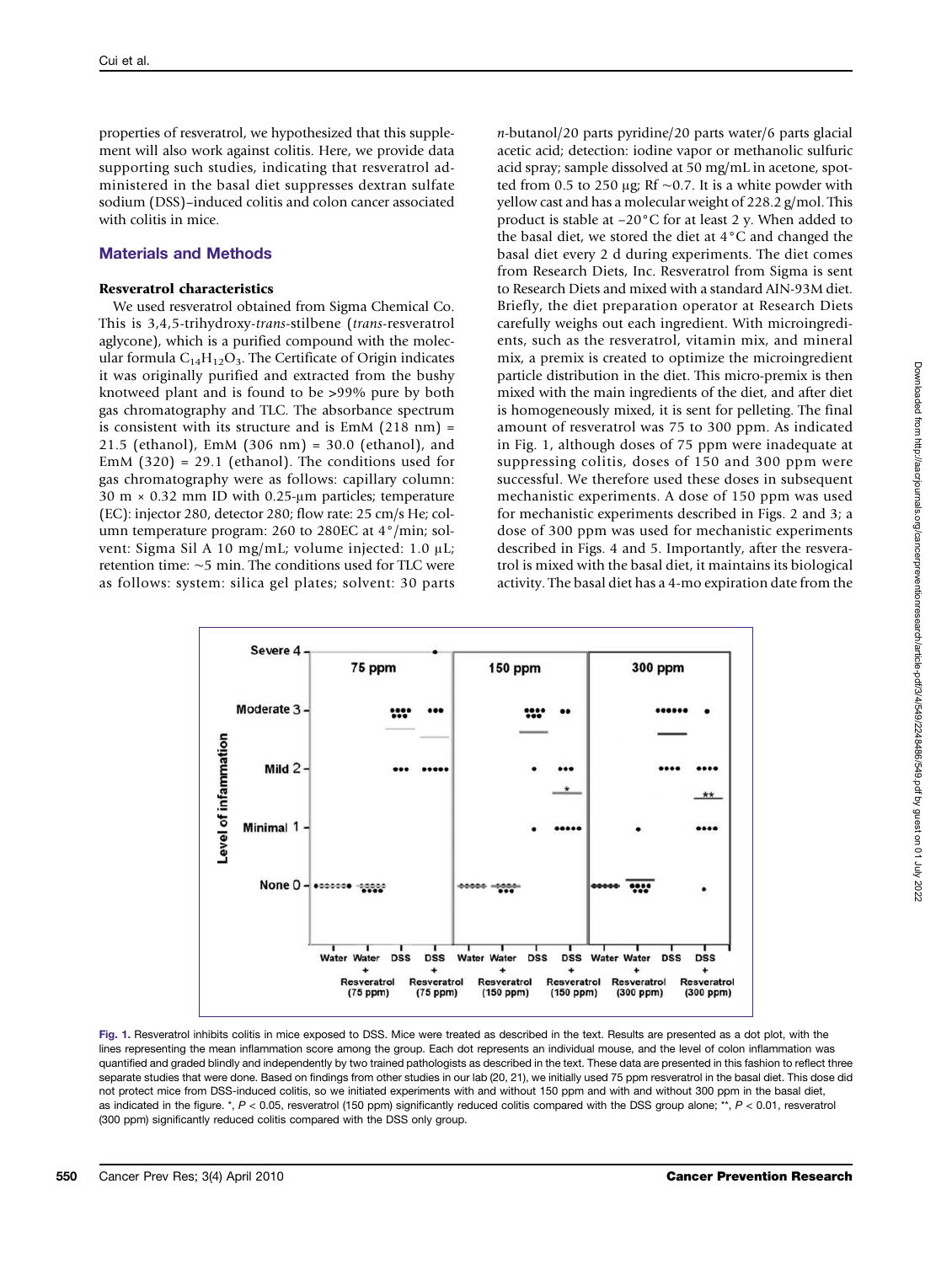properties of resveratrol, we hypothesized that this supplement will also work against colitis. Here, we provide data supporting such studies, indicating that resveratrol administered in the basal diet suppresses dextran sulfate sodium (DSS)–induced colitis and colon cancer associated with colitis in mice.

## Materials and Methods

### Resveratrol characteristics

We used resveratrol obtained from Sigma Chemical Co. This is 3,4,5-trihydroxy-*trans*-stilbene (*trans*-resveratrol aglycone), which is a purified compound with the molecular formula $C_{14}H_{12}O_3$. The Certificate of Origin indicates it was originally purified and extracted from the bushy knotweed plant and is found to be >99% pure by both gas chromatography and TLC. The absorbance spectrum is consistent with its structure and is EmM (218 nm) = 21.5 (ethanol), EmM (306 nm) = 30.0 (ethanol), and EmM (320) = 29.1 (ethanol). The conditions used for gas chromatography were as follows: capillary column: 30 m × 0.32 mm ID with 0.25-μm particles; temperature (EC): injector 280, detector 280; flow rate: 25 cm/s He; column temperature program: 260 to 280EC at 4°/min; solvent: Sigma Sil A 10 mg/mL; volume injected: 1.0 μL; retention time: ~5 min. The conditions used for TLC were as follows: system: silica gel plates; solvent: 30 parts *n*-butanol/20 parts pyridine/20 parts water/6 parts glacial acetic acid; detection: iodine vapor or methanolic sulfuric acid spray; sample dissolved at 50 mg/mL in acetone, spotted from 0.5 to 250 μg; Rf ~0.7. It is a white powder with yellow cast and has a molecular weight of 228.2 g/mol. This product is stable at −20°C for at least 2 y. When added to the basal diet, we stored the diet at 4°C and changed the basal diet every 2 d during experiments. The diet comes from Research Diets, Inc. Resveratrol from Sigma is sent to Research Diets and mixed with a standard AIN-93M diet. Briefly, the diet preparation operator at Research Diets carefully weighs out each ingredient. With microingredients, such as the resveratrol, vitamin mix, and mineral mix, a premix is created to optimize the microingredient particle distribution in the diet. This micro-premix is then mixed with the main ingredients of the diet, and after diet is homogeneously mixed, it is sent for pelleting. The final amount of resveratrol was 75 to 300 ppm. As indicated in Fig. 1, although doses of 75 ppm were inadequate at suppressing colitis, doses of 150 and 300 ppm were successful. We therefore used these doses in subsequent mechanistic experiments. A dose of 150 ppm was used for mechanistic experiments described in Figs. 2 and 3; a dose of 300 ppm was used for mechanistic experiments described in Figs. 4 and 5. Importantly, after the resveratrol is mixed with the basal diet, it maintains its biological activity. The basal diet has a 4-mo expiration date from the

**Fig. 1.** Resveratrol inhibits colitis in mice exposed to DSS. Mice were treated as described in the text. Results are presented as a dot plot, with the lines representing the mean inflammation score among the group. Each dot represents an individual mouse, and the level of colon inflammation was quantified and graded blindly and independently by two trained pathologists as described in the text. These data are presented in this fashion to reflect three separate studies that were done. Based on findings from other studies in our lab (20, 21), we initially used 75 ppm resveratrol in the basal diet. This dose did not protect mice from DSS-induced colitis, so we initiated experiments with and without 150 ppm and with and without 300 ppm in the basal diet, as indicated in the figure. *, $P < 0.05$, resveratrol (150 ppm) significantly reduced colitis compared with the DSS group alone; **, $P < 0.01$, resveratrol (300 ppm) significantly reduced colitis compared with the DSS only group.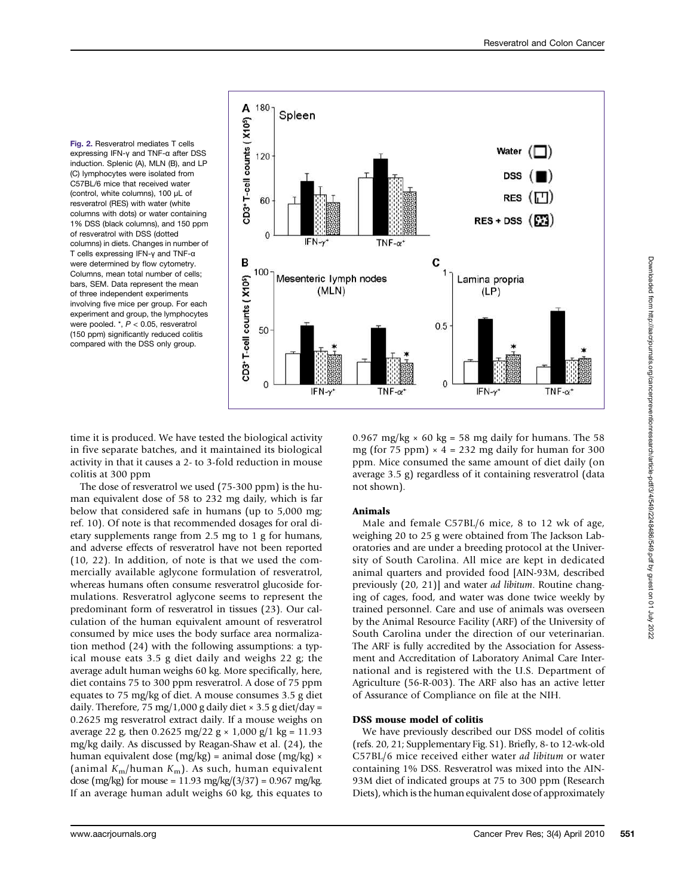Fig. 2. Resveratrol mediates T cells expressing IFN-γ and TNF-α after DSS induction. Splenic (A), MLN (B), and LP (C) lymphocytes were isolated from C57BL/6 mice that received water (control, white columns), 100 μL of resveratrol (RES) with water (white columns with dots) or water containing 1% DSS (black columns), and 150 ppm of resveratrol with DSS (dotted columns) in diets. Changes in number of T cells expressing IFN-γ and TNF-α were determined by flow cytometry. Columns, mean total number of cells; bars, SEM. Data represent the mean of three independent experiments involving five mice per group. For each experiment and group, the lymphocytes were pooled. *, $P < 0.05$, resveratrol (150 ppm) significantly reduced colitis compared with the DSS only group.

time it is produced. We have tested the biological activity in five separate batches, and it maintained its biological activity in that it causes a 2- to 3-fold reduction in mouse colitis at 300 ppm

The dose of resveratrol we used (75-300 ppm) is the human equivalent dose of 58 to 232 mg daily, which is far below that considered safe in humans (up to 5,000 mg; ref. 10). Of note is that recommended dosages for oral dietary supplements range from 2.5 mg to 1 g for humans, and adverse effects of resveratrol have not been reported (10, 22). In addition, of note is that we used the commercially available aglycone formulation of resveratrol, whereas humans often consume resveratrol glucoside formulations. Resveratrol aglycone seems to represent the predominant form of resveratrol in tissues (23). Our calculation of the human equivalent amount of resveratrol consumed by mice uses the body surface area normalization method (24) with the following assumptions: a typical mouse eats 3.5 g diet daily and weighs 22 g; the average adult human weighs 60 kg. More specifically, here, diet contains 75 to 300 ppm resveratrol. A dose of 75 ppm equates to 75 mg/kg of diet. A mouse consumes 3.5 g diet daily. Therefore, 75 mg/1,000 g daily diet × 3.5 g diet/day = 0.2625 mg resveratrol extract daily. If a mouse weighs on average 22 g, then 0.2625 mg/22 g × 1,000 g/1 kg = 11.93 mg/kg daily. As discussed by Reagan-Shaw et al. (24), the human equivalent dose (mg/kg) = animal dose (mg/kg) × (animal $K_m$/human $K_m$). As such, human equivalent dose (mg/kg) for mouse = 11.93 mg/kg/(3/37) = 0.967 mg/kg. If an average human adult weighs 60 kg, this equates to 0.967 mg/kg × 60 kg = 58 mg daily for humans. The 58 mg (for 75 ppm) × 4 = 232 mg daily for human for 300 ppm. Mice consumed the same amount of diet daily (on average 3.5 g) regardless of it containing resveratrol (data not shown).

### Animals

Male and female C57BL/6 mice, 8 to 12 wk of age, weighing 20 to 25 g were obtained from The Jackson Laboratories and are under a breeding protocol at the University of South Carolina. All mice are kept in dedicated animal quarters and provided food [AIN-93M, described previously (20, 21)] and water *ad libitum*. Routine changing of cages, food, and water was done twice weekly by trained personnel. Care and use of animals was overseen by the Animal Resource Facility (ARF) of the University of South Carolina under the direction of our veterinarian. The ARF is fully accredited by the Association for Assessment and Accreditation of Laboratory Animal Care International and is registered with the U.S. Department of Agriculture (56-R-003). The ARF also has an active letter of Assurance of Compliance on file at the NIH.

### DSS mouse model of colitis

We have previously described our DSS model of colitis (refs. 20, 21; Supplementary Fig. S1). Briefly, 8- to 12-wk-old C57BL/6 mice received either water *ad libitum* or water containing 1% DSS. Resveratrol was mixed into the AIN-93M diet of indicated groups at 75 to 300 ppm (Research Diets), which is the human equivalent dose of approximately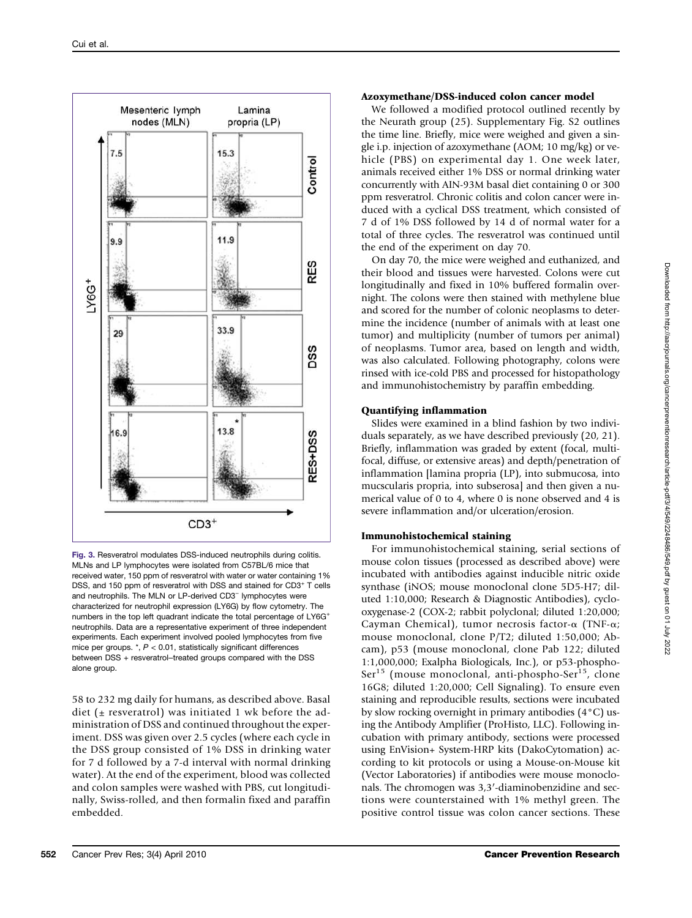Fig. 3. Resveratrol modulates DSS-induced neutrophils during colitis. MLNs and LP lymphocytes were isolated from C57BL/6 mice that received water, 150 ppm of resveratrol with water or water containing 1% DSS, and 150 ppm of resveratrol with DSS and stained for $CD3^+$ T cells and neutrophils. The MLN or LP-derived $CD3^-$ lymphocytes were characterized for neutrophil expression (LY6G) by flow cytometry. The numbers in the top left quadrant indicate the total percentage of $LY6G^+$ neutrophils. Data are a representative experiment of three independent experiments. Each experiment involved pooled lymphocytes from five mice per groups. *, $P < 0.01$, statistically significant differences between DSS + resveratrol–treated groups compared with the DSS alone group.

58 to 232 mg daily for humans, as described above. Basal diet (± resveratrol) was initiated 1 wk before the administration of DSS and continued throughout the experiment. DSS was given over 2.5 cycles (where each cycle in the DSS group consisted of 1% DSS in drinking water for 7 d followed by a 7-d interval with normal drinking water). At the end of the experiment, blood was collected and colon samples were washed with PBS, cut longitudinally, Swiss-rolled, and then formalin fixed and paraffin embedded.

### Azoxymethane/DSS-induced colon cancer model

We followed a modified protocol outlined recently by the Neurath group (25). Supplementary Fig. S2 outlines the time line. Briefly, mice were weighed and given a single i.p. injection of azoxymethane (AOM; 10 mg/kg) or vehicle (PBS) on experimental day 1. One week later, animals received either 1% DSS or normal drinking water concurrently with AIN-93M basal diet containing 0 or 300 ppm resveratrol. Chronic colitis and colon cancer were induced with a cyclical DSS treatment, which consisted of 7 d of 1% DSS followed by 14 d of normal water for a total of three cycles. The resveratrol was continued until the end of the experiment on day 70.

On day 70, the mice were weighed and euthanized, and their blood and tissues were harvested. Colons were cut longitudinally and fixed in 10% buffered formalin overnight. The colons were then stained with methylene blue and scored for the number of colonic neoplasms to determine the incidence (number of animals with at least one tumor) and multiplicity (number of tumors per animal) of neoplasms. Tumor area, based on length and width, was also calculated. Following photography, colons were rinsed with ice-cold PBS and processed for histopathology and immunohistochemistry by paraffin embedding.

### Quantifying inflammation

Slides were examined in a blind fashion by two individuals separately, as we have described previously (20, 21). Briefly, inflammation was graded by extent (focal, multifocal, diffuse, or extensive areas) and depth/penetration of inflammation [lamina propria (LP), into submucosa, into mucscularis propria, into subserosa] and then given a numerical value of 0 to 4, where 0 is none observed and 4 is severe inflammation and/or ulceration/erosion.

### Immunohistochemical staining

For immunohistochemical staining, serial sections of mouse colon tissues (processed as described above) were incubated with antibodies against inducible nitric oxide synthase (iNOS; mouse monoclonal clone 5D5-H7; diluted 1:10,000; Research & Diagnostic Antibodies), cyclooxygenase-2 (COX-2; rabbit polyclonal; diluted 1:20,000; Cayman Chemical), tumor necrosis factor-α (TNF-α; mouse monoclonal, clone P/T2; diluted 1:50,000; Abcam), p53 (mouse monoclonal, clone Pab 122; diluted 1:1,000,000; Exalpha Biologicals, Inc.), or p53-phospho-$Ser^{15}$ (mouse monoclonal, anti-phospho-$Ser^{15}$, clone 16G8; diluted 1:20,000; Cell Signaling). To ensure even staining and reproducible results, sections were incubated by slow rocking overnight in primary antibodies (4°C) using the Antibody Amplifier (ProHisto, LLC). Following incubation with primary antibody, sections were processed using EnVision+ System-HRP kits (DakoCytomation) according to kit protocols or using a Mouse-on-Mouse kit (Vector Laboratories) if antibodies were mouse monoclonals. The chromogen was 3,3′-diaminobenzidine and sections were counterstained with 1% methyl green. The positive control tissue was colon cancer sections. These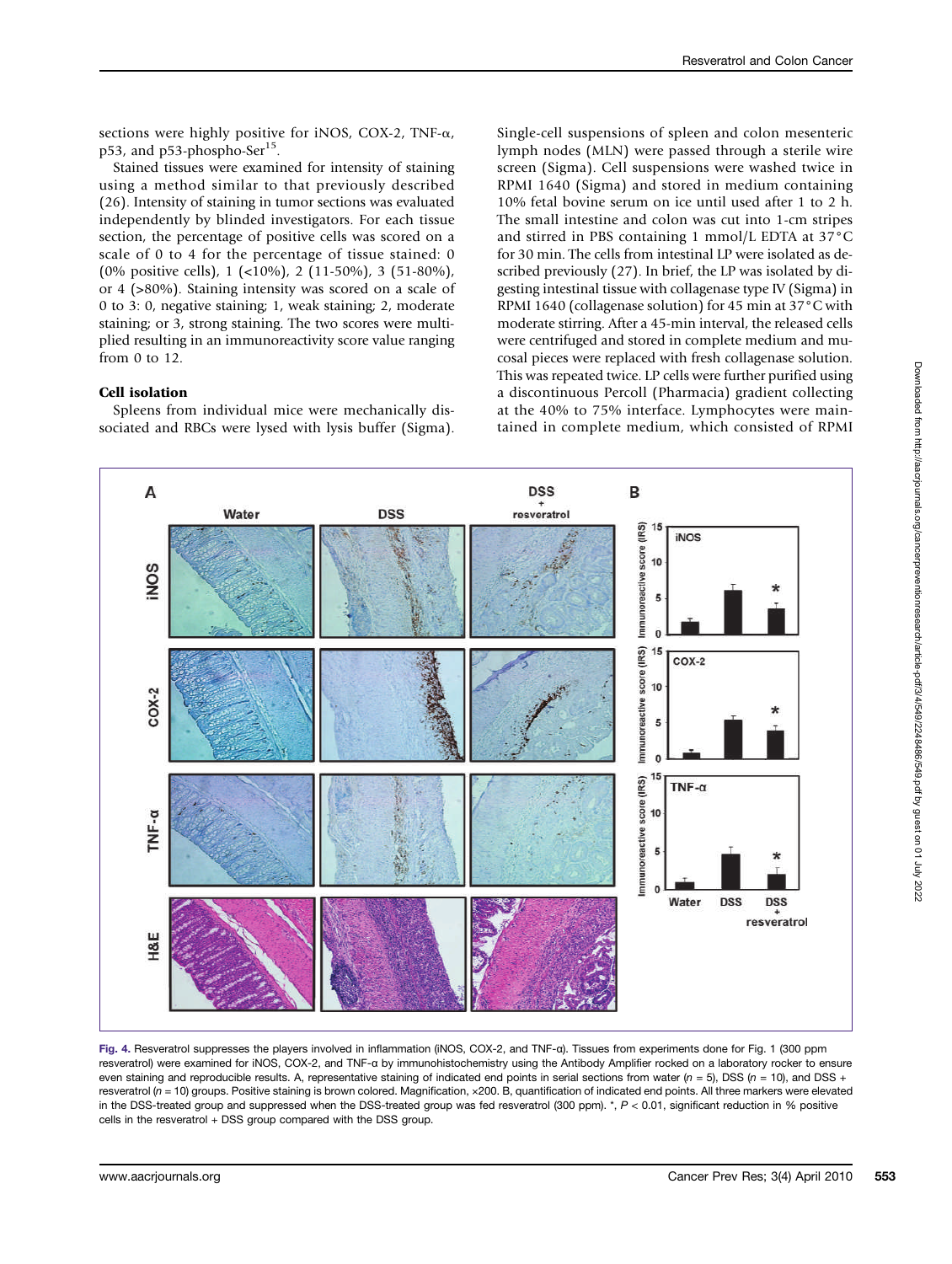sections were highly positive for iNOS, COX-2, TNF-α, p53, and p53-phospho-Ser[15].

Stained tissues were examined for intensity of staining using a method similar to that previously described (26). Intensity of staining in tumor sections was evaluated independently by blinded investigators. For each tissue section, the percentage of positive cells was scored on a scale of 0 to 4 for the percentage of tissue stained: 0 (0% positive cells), 1 (<10%), 2 (11-50%), 3 (51-80%), or 4 (>80%). Staining intensity was scored on a scale of 0 to 3: 0, negative staining; 1, weak staining; 2, moderate staining; or 3, strong staining. The two scores were multiplied resulting in an immunoreactivity score value ranging from 0 to 12.

### Cell isolation

Spleens from individual mice were mechanically dissociated and RBCs were lysed with lysis buffer (Sigma). Single-cell suspensions of spleen and colon mesenteric lymph nodes (MLN) were passed through a sterile wire screen (Sigma). Cell suspensions were washed twice in RPMI 1640 (Sigma) and stored in medium containing 10% fetal bovine serum on ice until used after 1 to 2 h. The small intestine and colon was cut into 1-cm stripes and stirred in PBS containing 1 mmol/L EDTA at 37°C for 30 min. The cells from intestinal LP were isolated as described previously (27). In brief, the LP was isolated by digesting intestinal tissue with collagenase type IV (Sigma) in RPMI 1640 (collagenase solution) for 45 min at 37°C with moderate stirring. After a 45-min interval, the released cells were centrifuged and stored in complete medium and mucosal pieces were replaced with fresh collagenase solution. This was repeated twice. LP cells were further purified using a discontinuous Percoll (Pharmacia) gradient collecting at the 40% to 75% interface. Lymphocytes were maintained in complete medium, which consisted of RPMI

Fig. 4. Resveratrol suppresses the players involved in inflammation (iNOS, COX-2, and TNF-α). Tissues from experiments done for Fig. 1 (300 ppm resveratrol) were examined for iNOS, COX-2, and TNF-α by immunohistochemistry using the Antibody Amplifier rocked on a laboratory rocker to ensure even staining and reproducible results. A, representative staining of indicated end points in serial sections from water ($n$ = 5), DSS ($n$ = 10), and DSS + resveratrol ($n$ = 10) groups. Positive staining is brown colored. Magnification, ×200. B, quantification of indicated end points. All three markers were elevated in the DSS-treated group and suppressed when the DSS-treated group was fed resveratrol (300 ppm). *, $P < 0.01$, significant reduction in % positive cells in the resveratrol + DSS group compared with the DSS group.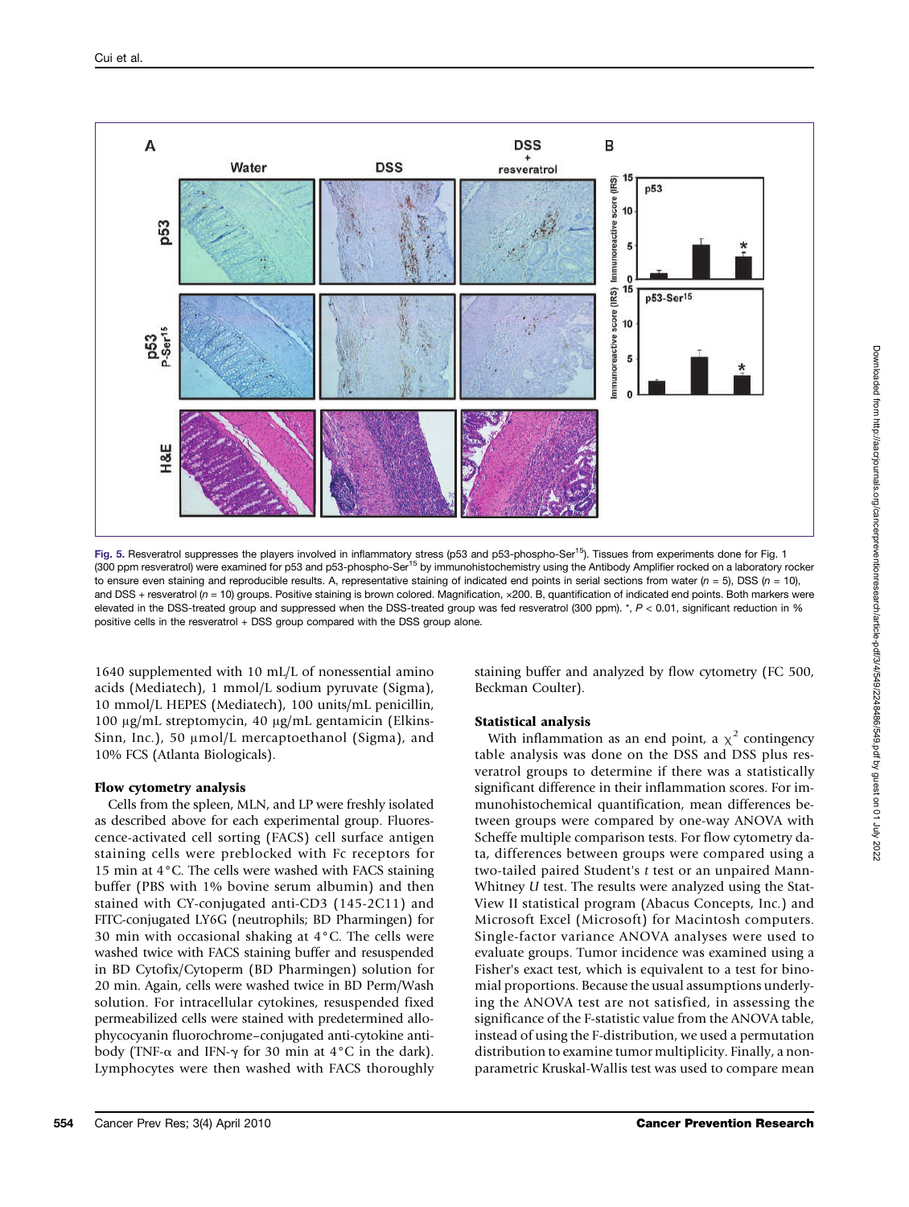Fig. 5. Resveratrol suppresses the players involved in inflammatory stress (p53 and p53-phospho-Ser[15]). Tissues from experiments done for Fig. 1 (300 ppm resveratrol) were examined for p53 and p53-phospho-Ser[15] by immunohistochemistry using the Antibody Amplifier rocked on a laboratory rocker to ensure even staining and reproducible results. A, representative staining of indicated end points in serial sections from water ($n$ = 5), DSS ($n$ = 10), and DSS + resveratrol ($n$ = 10) groups. Positive staining is brown colored. Magnification, ×200. B, quantification of indicated end points. Both markers were elevated in the DSS-treated group and suppressed when the DSS-treated group was fed resveratrol (300 ppm). *, $P < 0.01$, significant reduction in % positive cells in the resveratrol + DSS group compared with the DSS group alone.

1640 supplemented with 10 mL/L of nonessential amino acids (Mediatech), 1 mmol/L sodium pyruvate (Sigma), 10 mmol/L HEPES (Mediatech), 100 units/mL penicillin, 100 μg/mL streptomycin, 40 μg/mL gentamicin (Elkins-Sinn, Inc.), 50 μmol/L mercaptoethanol (Sigma), and 10% FCS (Atlanta Biologicals).

### Flow cytometry analysis

Cells from the spleen, MLN, and LP were freshly isolated as described above for each experimental group. Fluorescence-activated cell sorting (FACS) cell surface antigen staining cells were preblocked with Fc receptors for 15 min at 4°C. The cells were washed with FACS staining buffer (PBS with 1% bovine serum albumin) and then stained with CY-conjugated anti-CD3 (145-2C11) and FITC-conjugated LY6G (neutrophils; BD Pharmingen) for 30 min with occasional shaking at 4°C. The cells were washed twice with FACS staining buffer and resuspended in BD Cytofix/Cytoperm (BD Pharmingen) solution for 20 min. Again, cells were washed twice in BD Perm/Wash solution. For intracellular cytokines, resuspended fixed permeabilized cells were stained with predetermined allophycocyanin fluorochrome–conjugated anti-cytokine antibody (TNF-α and IFN-γ for 30 min at 4°C in the dark). Lymphocytes were then washed with FACS thoroughly staining buffer and analyzed by flow cytometry (FC 500, Beckman Coulter).

### Statistical analysis

With inflammation as an end point, a $\chi^2$ contingency table analysis was done on the DSS and DSS plus resveratrol groups to determine if there was a statistically significant difference in their inflammation scores. For immunohistochemical quantification, mean differences between groups were compared by one-way ANOVA with Scheffe multiple comparison tests. For flow cytometry data, differences between groups were compared using a two-tailed paired Student's $t$ test or an unpaired Mann-Whitney $U$ test. The results were analyzed using the StatView II statistical program (Abacus Concepts, Inc.) and Microsoft Excel (Microsoft) for Macintosh computers. Single-factor variance ANOVA analyses were used to evaluate groups. Tumor incidence was examined using a Fisher's exact test, which is equivalent to a test for binomial proportions. Because the usual assumptions underlying the ANOVA test are not satisfied, in assessing the significance of the F-statistic value from the ANOVA table, instead of using the F-distribution, we used a permutation distribution to examine tumor multiplicity. Finally, a nonparametric Kruskal-Wallis test was used to compare mean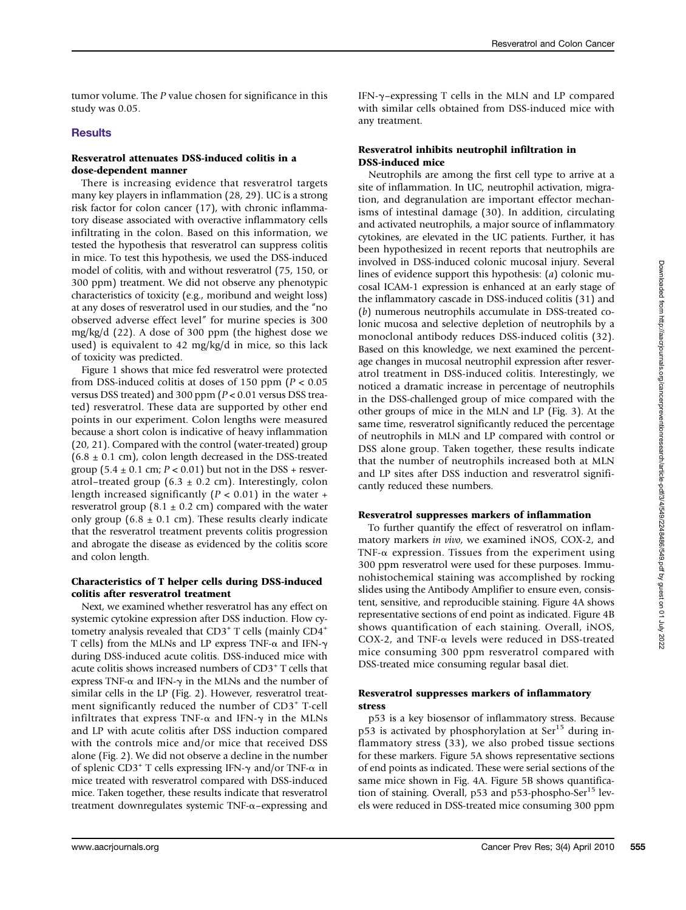tumor volume. The *P* value chosen for significance in this study was 0.05.

## Results

### Resveratrol attenuates DSS-induced colitis in a dose-dependent manner

There is increasing evidence that resveratrol targets many key players in inflammation (28, 29). UC is a strong risk factor for colon cancer (17), with chronic inflammatory disease associated with overactive inflammatory cells infiltrating in the colon. Based on this information, we tested the hypothesis that resveratrol can suppress colitis in mice. To test this hypothesis, we used the DSS-induced model of colitis, with and without resveratrol (75, 150, or 300 ppm) treatment. We did not observe any phenotypic characteristics of toxicity (e.g., moribund and weight loss) at any doses of resveratrol used in our studies, and the "no observed adverse effect level" for murine species is 300 mg/kg/d (22). A dose of 300 ppm (the highest dose we used) is equivalent to 42 mg/kg/d in mice, so this lack of toxicity was predicted.

Figure 1 shows that mice fed resveratrol were protected from DSS-induced colitis at doses of 150 ppm ($P < 0.05$ versus DSS treated) and 300 ppm ($P < 0.01$ versus DSS treated) resveratrol. These data are supported by other end points in our experiment. Colon lengths were measured because a short colon is indicative of heavy inflammation (20, 21). Compared with the control (water-treated) group ($6.8 \pm 0.1$ cm), colon length decreased in the DSS-treated group ($5.4 \pm 0.1$ cm; $P < 0.01$) but not in the DSS + resveratrol–treated group ($6.3 \pm 0.2$ cm). Interestingly, colon length increased significantly ($P < 0.01$) in the water + resveratrol group ($8.1 \pm 0.2$ cm) compared with the water only group ($6.8 \pm 0.1$ cm). These results clearly indicate that the resveratrol treatment prevents colitis progression and abrogate the disease as evidenced by the colitis score and colon length.

### Characteristics of T helper cells during DSS-induced colitis after resveratrol treatment

Next, we examined whether resveratrol has any effect on systemic cytokine expression after DSS induction. Flow cytometry analysis revealed that $CD3^+$ T cells (mainly $CD4^+$ T cells) from the MLNs and LP express TNF-α and IFN-γ during DSS-induced acute colitis. DSS-induced mice with acute colitis shows increased numbers of $CD3^+$ T cells that express TNF-α and IFN-γ in the MLNs and the number of similar cells in the LP (Fig. 2). However, resveratrol treatment significantly reduced the number of $CD3^+$ T-cell infiltrates that express TNF-α and IFN-γ in the MLNs and LP with acute colitis after DSS induction compared with the controls mice and/or mice that received DSS alone (Fig. 2). We did not observe a decline in the number of splenic $CD3^+$ T cells expressing IFN-γ and/or TNF-α in mice treated with resveratrol compared with DSS-induced mice. Taken together, these results indicate that resveratrol treatment downregulates systemic TNF-α–expressing and IFN-γ–expressing T cells in the MLN and LP compared with similar cells obtained from DSS-induced mice with any treatment.

### Resveratrol inhibits neutrophil infiltration in DSS-induced mice

Neutrophils are among the first cell type to arrive at a site of inflammation. In UC, neutrophil activation, migration, and degranulation are important effector mechanisms of intestinal damage (30). In addition, circulating and activated neutrophils, a major source of inflammatory cytokines, are elevated in the UC patients. Further, it has been hypothesized in recent reports that neutrophils are involved in DSS-induced colonic mucosal injury. Several lines of evidence support this hypothesis: (*a*) colonic mucosal ICAM-1 expression is enhanced at an early stage of the inflammatory cascade in DSS-induced colitis (31) and (*b*) numerous neutrophils accumulate in DSS-treated colonic mucosa and selective depletion of neutrophils by a monoclonal antibody reduces DSS-induced colitis (32). Based on this knowledge, we next examined the percentage changes in mucosal neutrophil expression after resveratrol treatment in DSS-induced colitis. Interestingly, we noticed a dramatic increase in percentage of neutrophils in the DSS-challenged group of mice compared with the other groups of mice in the MLN and LP (Fig. 3). At the same time, resveratrol significantly reduced the percentage of neutrophils in MLN and LP compared with control or DSS alone group. Taken together, these results indicate that the number of neutrophils increased both at MLN and LP sites after DSS induction and resveratrol significantly reduced these numbers.

### Resveratrol suppresses markers of inflammation

To further quantify the effect of resveratrol on inflammatory markers *in vivo*, we examined iNOS, COX-2, and TNF-α expression. Tissues from the experiment using 300 ppm resveratrol were used for these purposes. Immunohistochemical staining was accomplished by rocking slides using the Antibody Amplifier to ensure even, consistent, sensitive, and reproducible staining. Figure 4A shows representative sections of end point as indicated. Figure 4B shows quantification of each staining. Overall, iNOS, COX-2, and TNF-α levels were reduced in DSS-treated mice consuming 300 ppm resveratrol compared with DSS-treated mice consuming regular basal diet.

### Resveratrol suppresses markers of inflammatory stress

p53 is a key biosensor of inflammatory stress. Because p53 is activated by phosphorylation at $Ser^{15}$ during inflammatory stress (33), we also probed tissue sections for these markers. Figure 5A shows representative sections of end points as indicated. These were serial sections of the same mice shown in Fig. 4A. Figure 5B shows quantification of staining. Overall, p53 and p53-phospho-$Ser^{15}$ levels were reduced in DSS-treated mice consuming 300 ppm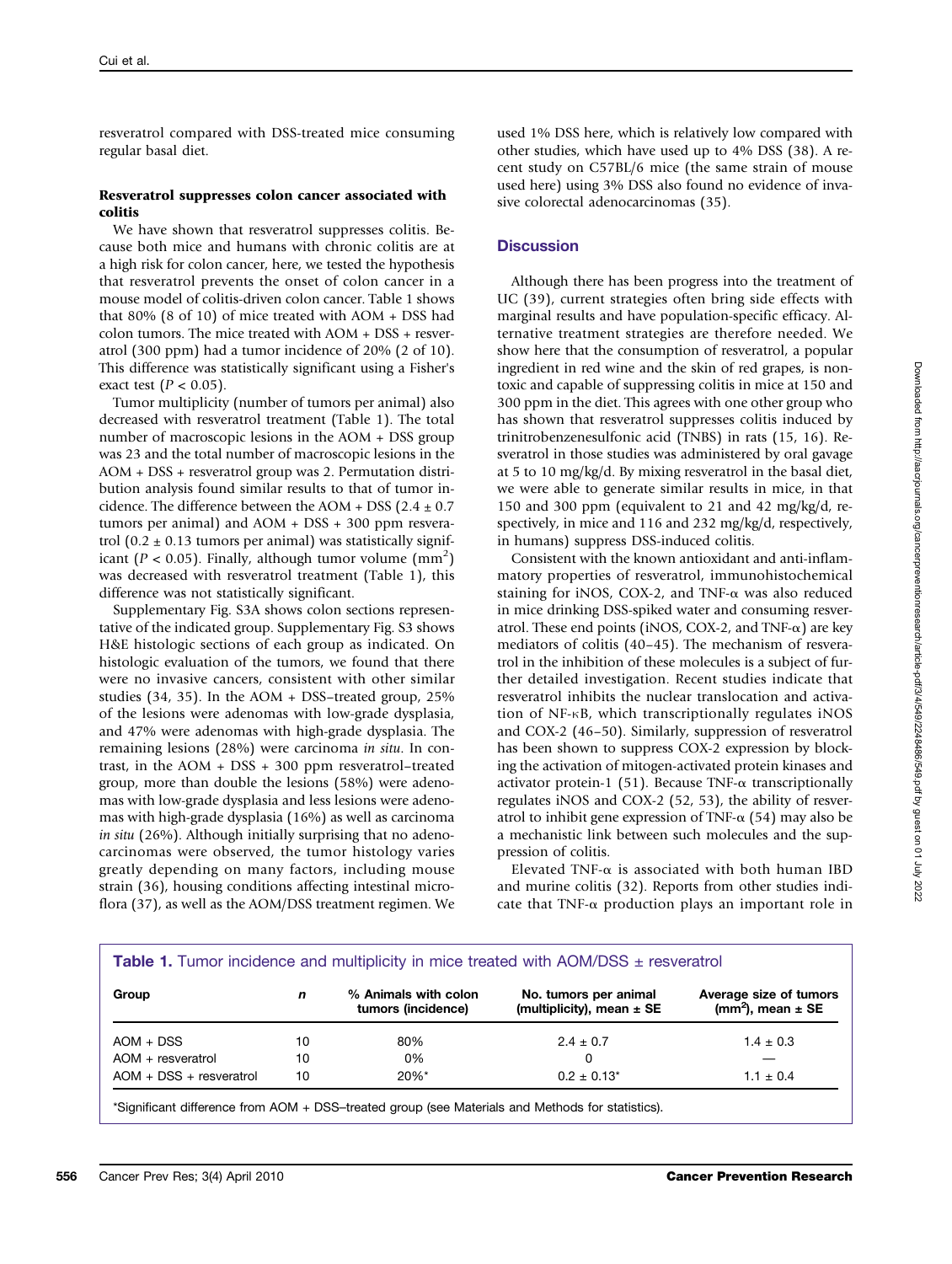resveratrol compared with DSS-treated mice consuming regular basal diet.

### Resveratrol suppresses colon cancer associated with colitis

We have shown that resveratrol suppresses colitis. Because both mice and humans with chronic colitis are at a high risk for colon cancer, here, we tested the hypothesis that resveratrol prevents the onset of colon cancer in a mouse model of colitis-driven colon cancer. Table 1 shows that 80% (8 of 10) of mice treated with AOM + DSS had colon tumors. The mice treated with AOM + DSS + resveratrol (300 ppm) had a tumor incidence of 20% (2 of 10). This difference was statistically significant using a Fisher's exact test ($P < 0.05$).

Tumor multiplicity (number of tumors per animal) also decreased with resveratrol treatment (Table 1). The total number of macroscopic lesions in the AOM + DSS group was 23 and the total number of macroscopic lesions in the AOM + DSS + resveratrol group was 2. Permutation distribution analysis found similar results to that of tumor incidence. The difference between the AOM + DSS (2.4 ± 0.7 tumors per animal) and AOM + DSS + 300 ppm resveratrol (0.2 ± 0.13 tumors per animal) was statistically significant ($P < 0.05$). Finally, although tumor volume ($mm^2$) was decreased with resveratrol treatment (Table 1), this difference was not statistically significant.

Supplementary Fig. S3A shows colon sections representative of the indicated group. Supplementary Fig. S3 shows H&E histologic sections of each group as indicated. On histologic evaluation of the tumors, we found that there were no invasive cancers, consistent with other similar studies (34, 35). In the AOM + DSS–treated group, 25% of the lesions were adenomas with low-grade dysplasia, and 47% were adenomas with high-grade dysplasia. The remaining lesions (28%) were carcinoma *in situ*. In contrast, in the AOM + DSS + 300 ppm resveratrol–treated group, more than double the lesions (58%) were adenomas with low-grade dysplasia and less lesions were adenomas with high-grade dysplasia (16%) as well as carcinoma *in situ* (26%). Although initially surprising that no adenocarcinomas were observed, the tumor histology varies greatly depending on many factors, including mouse strain (36), housing conditions affecting intestinal microflora (37), as well as the AOM/DSS treatment regimen. We used 1% DSS here, which is relatively low compared with other studies, which have used up to 4% DSS (38). A recent study on C57BL/6 mice (the same strain of mouse used here) using 3% DSS also found no evidence of invasive colorectal adenocarcinomas (35).

## Discussion

Although there has been progress into the treatment of UC (39), current strategies often bring side effects with marginal results and have population-specific efficacy. Alternative treatment strategies are therefore needed. We show here that the consumption of resveratrol, a popular ingredient in red wine and the skin of red grapes, is nontoxic and capable of suppressing colitis in mice at 150 and 300 ppm in the diet. This agrees with one other group who has shown that resveratrol suppresses colitis induced by trinitrobenzenesulfonic acid (TNBS) in rats (15, 16). Resveratrol in those studies was administered by oral gavage at 5 to 10 mg/kg/d. By mixing resveratrol in the basal diet, we were able to generate similar results in mice, in that 150 and 300 ppm (equivalent to 21 and 42 mg/kg/d, respectively, in mice and 116 and 232 mg/kg/d, respectively, in humans) suppress DSS-induced colitis.

Consistent with the known antioxidant and anti-inflammatory properties of resveratrol, immunohistochemical staining for iNOS, COX-2, and TNF-α was also reduced in mice drinking DSS-spiked water and consuming resveratrol. These end points (iNOS, COX-2, and TNF-α) are key mediators of colitis (40–45). The mechanism of resveratrol in the inhibition of these molecules is a subject of further detailed investigation. Recent studies indicate that resveratrol inhibits the nuclear translocation and activation of NF-κB, which transcriptionally regulates iNOS and COX-2 (46–50). Similarly, suppression of resveratrol has been shown to suppress COX-2 expression by blocking the activation of mitogen-activated protein kinases and activator protein-1 (51). Because TNF-α transcriptionally regulates iNOS and COX-2 (52, 53), the ability of resveratrol to inhibit gene expression of TNF-α (54) may also be a mechanistic link between such molecules and the suppression of colitis.

Elevated TNF-α is associated with both human IBD and murine colitis (32). Reports from other studies indicate that TNF-α production plays an important role in

**Table 1.** Tumor incidence and multiplicity in mice treated with AOM/DSS ± resveratrol

| Group | *n* | % Animals with colon tumors (incidence) | No. tumors per animal (multiplicity), mean ± SE | Average size of tumors ($mm^2$), mean ± SE |
|---|---|---|---|---|
| AOM + DSS | 10 | 80% | 2.4 ± 0.7 | 1.4 ± 0.3 |
| AOM + resveratrol | 10 | 0% | 0 | — |
| AOM + DSS + resveratrol | 10 | 20%* | 0.2 ± 0.13* | 1.1 ± 0.4 |

*Significant difference from AOM + DSS–treated group (see Materials and Methods for statistics).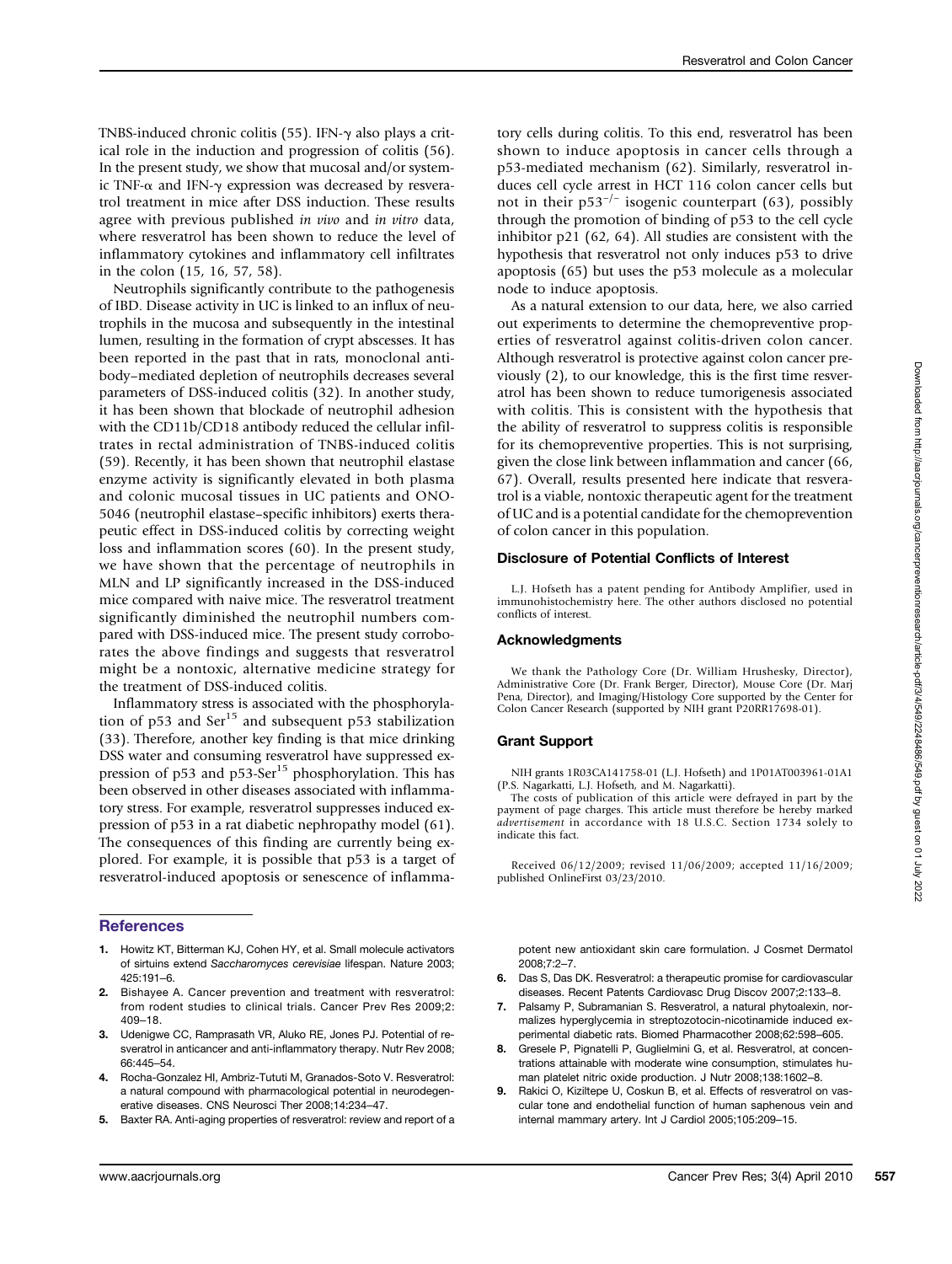TNBS-induced chronic colitis (55). IFN-γ also plays a critical role in the induction and progression of colitis (56). In the present study, we show that mucosal and/or systemic TNF-α and IFN-γ expression was decreased by resveratrol treatment in mice after DSS induction. These results agree with previous published *in vivo* and *in vitro* data, where resveratrol has been shown to reduce the level of inflammatory cytokines and inflammatory cell infiltrates in the colon (15, 16, 57, 58).

Neutrophils significantly contribute to the pathogenesis of IBD. Disease activity in UC is linked to an influx of neutrophils in the mucosa and subsequently in the intestinal lumen, resulting in the formation of crypt abscesses. It has been reported in the past that in rats, monoclonal antibody–mediated depletion of neutrophils decreases several parameters of DSS-induced colitis (32). In another study, it has been shown that blockade of neutrophil adhesion with the CD11b/CD18 antibody reduced the cellular infiltrates in rectal administration of TNBS-induced colitis (59). Recently, it has been shown that neutrophil elastase enzyme activity is significantly elevated in both plasma and colonic mucosal tissues in UC patients and ONO-5046 (neutrophil elastase–specific inhibitors) exerts therapeutic effect in DSS-induced colitis by correcting weight loss and inflammation scores (60). In the present study, we have shown that the percentage of neutrophils in MLN and LP significantly increased in the DSS-induced mice compared with naive mice. The resveratrol treatment significantly diminished the neutrophil numbers compared with DSS-induced mice. The present study corroborates the above findings and suggests that resveratrol might be a nontoxic, alternative medicine strategy for the treatment of DSS-induced colitis.

Inflammatory stress is associated with the phosphorylation of p53 and $Ser^{15}$ and subsequent p53 stabilization (33). Therefore, another key finding is that mice drinking DSS water and consuming resveratrol have suppressed expression of p53 and p53-$Ser^{15}$ phosphorylation. This has been observed in other diseases associated with inflammatory stress. For example, resveratrol suppresses induced expression of p53 in a rat diabetic nephropathy model (61). The consequences of this finding are currently being explored. For example, it is possible that p53 is a target of resveratrol-induced apoptosis or senescence of inflammatory cells during colitis. To this end, resveratrol has been shown to induce apoptosis in cancer cells through a p53-mediated mechanism (62). Similarly, resveratrol induces cell cycle arrest in HCT 116 colon cancer cells but not in their $p53^{-/-}$ isogenic counterpart (63), possibly through the promotion of binding of p53 to the cell cycle inhibitor p21 (62, 64). All studies are consistent with the hypothesis that resveratrol not only induces p53 to drive apoptosis (65) but uses the p53 molecule as a molecular node to induce apoptosis.

As a natural extension to our data, here, we also carried out experiments to determine the chemopreventive properties of resveratrol against colitis-driven colon cancer. Although resveratrol is protective against colon cancer previously (2), to our knowledge, this is the first time resveratrol has been shown to reduce tumorigenesis associated with colitis. This is consistent with the hypothesis that the ability of resveratrol to suppress colitis is responsible for its chemopreventive properties. This is not surprising, given the close link between inflammation and cancer (66, 67). Overall, results presented here indicate that resveratrol is a viable, nontoxic therapeutic agent for the treatment of UC and is a potential candidate for the chemoprevention of colon cancer in this population.

## Disclosure of Potential Conflicts of Interest

L.J. Hofseth has a patent pending for Antibody Amplifier, used in immunohistochemistry here. The other authors disclosed no potential conflicts of interest.

## Acknowledgments

We thank the Pathology Core (Dr. William Hrushesky, Director), Administrative Core (Dr. Frank Berger, Director), Mouse Core (Dr. Marj Pena, Director), and Imaging/Histology Core supported by the Center for Colon Cancer Research (supported by NIH grant P20RR17698-01).

## Grant Support

NIH grants 1R03CA141758-01 (L.J. Hofseth) and 1P01AT003961-01A1 (P.S. Nagarkatti, L.J. Hofseth, and M. Nagarkatti).

The costs of publication of this article were defrayed in part by the payment of page charges. This article must therefore be hereby marked *advertisement* in accordance with 18 U.S.C. Section 1734 solely to indicate this fact.

Received 06/12/2009; revised 11/06/2009; accepted 11/16/2009; published OnlineFirst 03/23/2010.

## References

1. Howitz KT, Bitterman KJ, Cohen HY, et al. Small molecule activators of sirtuins extend *Saccharomyces cerevisiae* lifespan. Nature 2003; 425:191–6.
2. Bishayee A. Cancer prevention and treatment with resveratrol: from rodent studies to clinical trials. Cancer Prev Res 2009;2: 409–18.
3. Udenigwe CC, Ramprasath VR, Aluko RE, Jones PJ. Potential of resveratrol in anticancer and anti-inflammatory therapy. Nutr Rev 2008; 66:445–54.
4. Rocha-Gonzalez HI, Ambriz-Tututi M, Granados-Soto V. Resveratrol: a natural compound with pharmacological potential in neurodegenerative diseases. CNS Neurosci Ther 2008;14:234–47.
5. Baxter RA. Anti-aging properties of resveratrol: review and report of a potent new antioxidant skin care formulation. J Cosmet Dermatol 2008;7:2–7.
6. Das S, Das DK. Resveratrol: a therapeutic promise for cardiovascular diseases. Recent Patents Cardiovasc Drug Discov 2007;2:133–8.
7. Palsamy P, Subramanian S. Resveratrol, a natural phytoalexin, normalizes hyperglycemia in streptozotocin-nicotinamide induced experimental diabetic rats. Biomed Pharmacother 2008;62:598–605.
8. Gresele P, Pignatelli P, Guglielmini G, et al. Resveratrol, at concentrations attainable with moderate wine consumption, stimulates human platelet nitric oxide production. J Nutr 2008;138:1602–8.
9. Rakici O, Kiziltepe U, Coskun B, et al. Effects of resveratrol on vascular tone and endothelial function of human saphenous vein and internal mammary artery. Int J Cardiol 2005;105:209–15.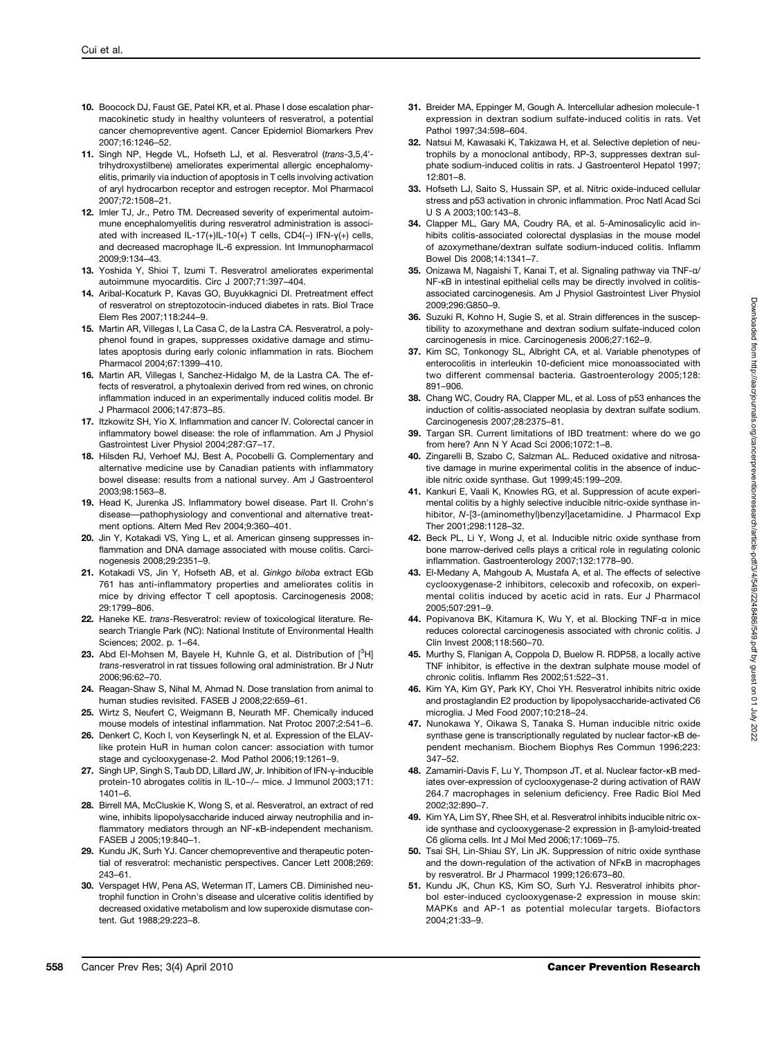10. Boocock DJ, Faust GE, Patel KR, et al. Phase I dose escalation pharmacokinetic study in healthy volunteers of resveratrol, a potential cancer chemopreventive agent. Cancer Epidemiol Biomarkers Prev 2007;16:1246–52.
11. Singh NP, Hegde VL, Hofseth LJ, et al. Resveratrol (*trans*-3,5,4′-trihydroxystilbene) ameliorates experimental allergic encephalomyelitis, primarily via induction of apoptosis in T cells involving activation of aryl hydrocarbon receptor and estrogen receptor. Mol Pharmacol 2007;72:1508–21.
12. Imler TJ, Jr., Petro TM. Decreased severity of experimental autoimmune encephalomyelitis during resveratrol administration is associated with increased IL-17(+)IL-10(+) T cells, CD4(−) IFN-γ(+) cells, and decreased macrophage IL-6 expression. Int Immunopharmacol 2009;9:134–43.
13. Yoshida Y, Shioi T, Izumi T. Resveratrol ameliorates experimental autoimmune myocarditis. Circ J 2007;71:397–404.
14. Aribal-Kocaturk P, Kavas GO, Buyukkagnici DI. Pretreatment effect of resveratrol on streptozotocin-induced diabetes in rats. Biol Trace Elem Res 2007;118:244–9.
15. Martin AR, Villegas I, La Casa C, de la Lastra CA. Resveratrol, a polyphenol found in grapes, suppresses oxidative damage and stimulates apoptosis during early colonic inflammation in rats. Biochem Pharmacol 2004;67:1399–410.
16. Martin AR, Villegas I, Sanchez-Hidalgo M, de la Lastra CA. The effects of resveratrol, a phytoalexin derived from red wines, on chronic inflammation induced in an experimentally induced colitis model. Br J Pharmacol 2006;147:873–85.
17. Itzkowitz SH, Yio X. Inflammation and cancer IV. Colorectal cancer in inflammatory bowel disease: the role of inflammation. Am J Physiol Gastrointest Liver Physiol 2004;287:G7–17.
18. Hilsden RJ, Verhoef MJ, Best A, Pocobelli G. Complementary and alternative medicine use by Canadian patients with inflammatory bowel disease: results from a national survey. Am J Gastroenterol 2003;98:1563–8.
19. Head K, Jurenka JS. Inflammatory bowel disease. Part II. Crohn's disease—pathophysiology and conventional and alternative treatment options. Altern Med Rev 2004;9:360–401.
20. Jin Y, Kotakadi VS, Ying L, et al. American ginseng suppresses inflammation and DNA damage associated with mouse colitis. Carcinogenesis 2008;29:2351–9.
21. Kotakadi VS, Jin Y, Hofseth AB, et al. *Ginkgo biloba* extract EGb 761 has anti-inflammatory properties and ameliorates colitis in mice by driving effector T cell apoptosis. Carcinogenesis 2008; 29:1799–806.
22. Haneke KE. *trans*-Resveratrol: review of toxicological literature. Research Triangle Park (NC): National Institute of Environmental Health Sciences; 2002. p. 1–64.
23. Abd El-Mohsen M, Bayele H, Kuhnle G, et al. Distribution of [$^3$H] *trans*-resveratrol in rat tissues following oral administration. Br J Nutr 2006;96:62–70.
24. Reagan-Shaw S, Nihal M, Ahmad N. Dose translation from animal to human studies revisited. FASEB J 2008;22:659–61.
25. Wirtz S, Neufert C, Weigmann B, Neurath MF. Chemically induced mouse models of intestinal inflammation. Nat Protoc 2007;2:541–6.
26. Denkert C, Koch I, von Keyserlingk N, et al. Expression of the ELAV-like protein HuR in human colon cancer: association with tumor stage and cyclooxygenase-2. Mod Pathol 2006;19:1261–9.
27. Singh UP, Singh S, Taub DD, Lillard JW, Jr. Inhibition of IFN-γ-inducible protein-10 abrogates colitis in IL-10−/− mice. J Immunol 2003;171: 1401–6.
28. Birrell MA, McCluskie K, Wong S, et al. Resveratrol, an extract of red wine, inhibits lipopolysaccharide induced airway neutrophilia and inflammatory mediators through an NF-κB-independent mechanism. FASEB J 2005;19:840–1.
29. Kundu JK, Surh YJ. Cancer chemopreventive and therapeutic potential of resveratrol: mechanistic perspectives. Cancer Lett 2008;269: 243–61.
30. Verspaget HW, Pena AS, Weterman IT, Lamers CB. Diminished neutrophil function in Crohn's disease and ulcerative colitis identified by decreased oxidative metabolism and low superoxide dismutase content. Gut 1988;29:223–8.
31. Breider MA, Eppinger M, Gough A. Intercellular adhesion molecule-1 expression in dextran sodium sulfate-induced colitis in rats. Vet Pathol 1997;34:598–604.
32. Natsui M, Kawasaki K, Takizawa H, et al. Selective depletion of neutrophils by a monoclonal antibody, RP-3, suppresses dextran sulphate sodium-induced colitis in rats. J Gastroenterol Hepatol 1997; 12:801–8.
33. Hofseth LJ, Saito S, Hussain SP, et al. Nitric oxide-induced cellular stress and p53 activation in chronic inflammation. Proc Natl Acad Sci U S A 2003;100:143–8.
34. Clapper ML, Gary MA, Coudry RA, et al. 5-Aminosalicylic acid inhibits colitis-associated colorectal dysplasias in the mouse model of azoxymethane/dextran sulfate sodium-induced colitis. Inflamm Bowel Dis 2008;14:1341–7.
35. Onizawa M, Nagaishi T, Kanai T, et al. Signaling pathway via TNF-α/NF-κB in intestinal epithelial cells may be directly involved in colitis-associated carcinogenesis. Am J Physiol Gastrointest Liver Physiol 2009;296:G850–9.
36. Suzuki R, Kohno H, Sugie S, et al. Strain differences in the susceptibility to azoxymethane and dextran sodium sulfate-induced colon carcinogenesis in mice. Carcinogenesis 2006;27:162–9.
37. Kim SC, Tonkonogy SL, Albright CA, et al. Variable phenotypes of enterocolitis in interleukin 10-deficient mice monoassociated with two different commensal bacteria. Gastroenterology 2005;128: 891–906.
38. Chang WC, Coudry RA, Clapper ML, et al. Loss of p53 enhances the induction of colitis-associated neoplasia by dextran sulfate sodium. Carcinogenesis 2007;28:2375–81.
39. Targan SR. Current limitations of IBD treatment: where do we go from here? Ann N Y Acad Sci 2006;1072:1–8.
40. Zingarelli B, Szabo C, Salzman AL. Reduced oxidative and nitrosative damage in murine experimental colitis in the absence of inducible nitric oxide synthase. Gut 1999;45:199–209.
41. Kankuri E, Vaali K, Knowles RG, et al. Suppression of acute experimental colitis by a highly selective inducible nitric-oxide synthase inhibitor, *N*-[3-(aminomethyl)benzyl]acetamidine. J Pharmacol Exp Ther 2001;298:1128–32.
42. Beck PL, Li Y, Wong J, et al. Inducible nitric oxide synthase from bone marrow-derived cells plays a critical role in regulating colonic inflammation. Gastroenterology 2007;132:1778–90.
43. El-Medany A, Mahgoub A, Mustafa A, et al. The effects of selective cyclooxygenase-2 inhibitors, celecoxib and rofecoxib, on experimental colitis induced by acetic acid in rats. Eur J Pharmacol 2005;507:291–9.
44. Popivanova BK, Kitamura K, Wu Y, et al. Blocking TNF-α in mice reduces colorectal carcinogenesis associated with chronic colitis. J Clin Invest 2008;118:560–70.
45. Murthy S, Flanigan A, Coppola D, Buelow R. RDP58, a locally active TNF inhibitor, is effective in the dextran sulphate mouse model of chronic colitis. Inflamm Res 2002;51:522–31.
46. Kim YA, Kim GY, Park KY, Choi YH. Resveratrol inhibits nitric oxide and prostaglandin E2 production by lipopolysaccharide-activated C6 microglia. J Med Food 2007;10:218–24.
47. Nunokawa Y, Oikawa S, Tanaka S. Human inducible nitric oxide synthase gene is transcriptionally regulated by nuclear factor-κB dependent mechanism. Biochem Biophys Res Commun 1996;223: 347–52.
48. Zamamiri-Davis F, Lu Y, Thompson JT, et al. Nuclear factor-κB mediates over-expression of cyclooxygenase-2 during activation of RAW 264.7 macrophages in selenium deficiency. Free Radic Biol Med 2002;32:890–7.
49. Kim YA, Lim SY, Rhee SH, et al. Resveratrol inhibits inducible nitric oxide synthase and cyclooxygenase-2 expression in β-amyloid-treated C6 glioma cells. Int J Mol Med 2006;17:1069–75.
50. Tsai SH, Lin-Shiau SY, Lin JK. Suppression of nitric oxide synthase and the down-regulation of the activation of NFκB in macrophages by resveratrol. Br J Pharmacol 1999;126:673–80.
51. Kundu JK, Chun KS, Kim SO, Surh YJ. Resveratrol inhibits phorbol ester-induced cyclooxygenase-2 expression in mouse skin: MAPKs and AP-1 as potential molecular targets. Biofactors 2004;21:33–9.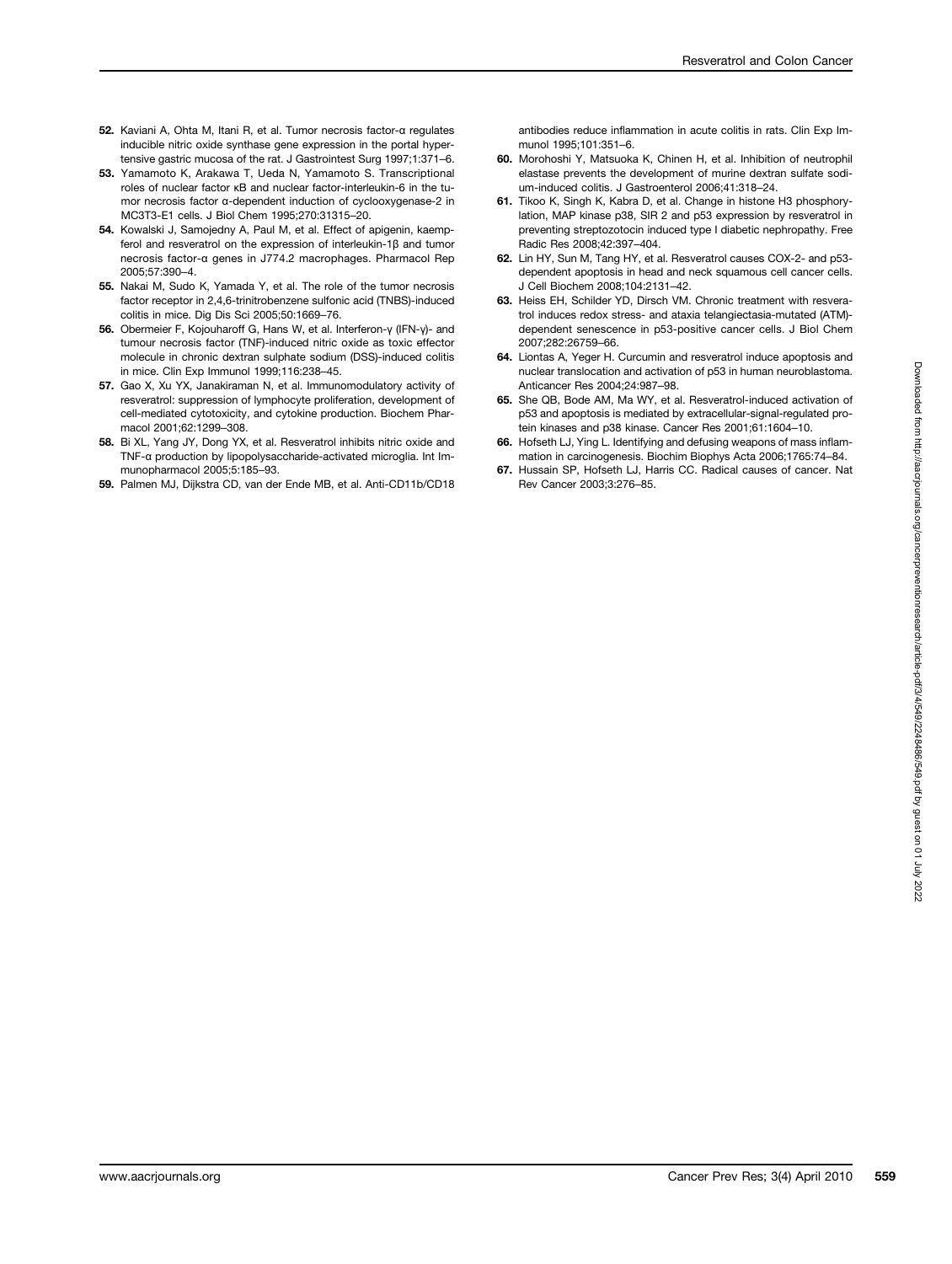52. Kaviani A, Ohta M, Itani R, et al. Tumor necrosis factor-α regulates inducible nitric oxide synthase gene expression in the portal hypertensive gastric mucosa of the rat. J Gastrointest Surg 1997;1:371–6.
53. Yamamoto K, Arakawa T, Ueda N, Yamamoto S. Transcriptional roles of nuclear factor κB and nuclear factor-interleukin-6 in the tumor necrosis factor α-dependent induction of cyclooxygenase-2 in MC3T3-E1 cells. J Biol Chem 1995;270:31315–20.
54. Kowalski J, Samojedny A, Paul M, et al. Effect of apigenin, kaempferol and resveratrol on the expression of interleukin-1β and tumor necrosis factor-α genes in J774.2 macrophages. Pharmacol Rep 2005;57:390–4.
55. Nakai M, Sudo K, Yamada Y, et al. The role of the tumor necrosis factor receptor in 2,4,6-trinitrobenzene sulfonic acid (TNBS)-induced colitis in mice. Dig Dis Sci 2005;50:1669–76.
56. Obermeier F, Kojouharoff G, Hans W, et al. Interferon-γ (IFN-γ)- and tumour necrosis factor (TNF)-induced nitric oxide as toxic effector molecule in chronic dextran sulphate sodium (DSS)-induced colitis in mice. Clin Exp Immunol 1999;116:238–45.
57. Gao X, Xu YX, Janakiraman N, et al. Immunomodulatory activity of resveratrol: suppression of lymphocyte proliferation, development of cell-mediated cytotoxicity, and cytokine production. Biochem Pharmacol 2001;62:1299–308.
58. Bi XL, Yang JY, Dong YX, et al. Resveratrol inhibits nitric oxide and TNF-α production by lipopolysaccharide-activated microglia. Int Immunopharmacol 2005;5:185–93.
59. Palmen MJ, Dijkstra CD, van der Ende MB, et al. Anti-CD11b/CD18 antibodies reduce inflammation in acute colitis in rats. Clin Exp Immunol 1995;101:351–6.
60. Morohoshi Y, Matsuoka K, Chinen H, et al. Inhibition of neutrophil elastase prevents the development of murine dextran sulfate sodium-induced colitis. J Gastroenterol 2006;41:318–24.
61. Tikoo K, Singh K, Kabra D, et al. Change in histone H3 phosphorylation, MAP kinase p38, SIR 2 and p53 expression by resveratrol in preventing streptozotocin induced type I diabetic nephropathy. Free Radic Res 2008;42:397–404.
62. Lin HY, Sun M, Tang HY, et al. Resveratrol causes COX-2- and p53-dependent apoptosis in head and neck squamous cell cancer cells. J Cell Biochem 2008;104:2131–42.
63. Heiss EH, Schilder YD, Dirsch VM. Chronic treatment with resveratrol induces redox stress- and ataxia telangiectasia-mutated (ATM)-dependent senescence in p53-positive cancer cells. J Biol Chem 2007;282:26759–66.
64. Liontas A, Yeger H. Curcumin and resveratrol induce apoptosis and nuclear translocation and activation of p53 in human neuroblastoma. Anticancer Res 2004;24:987–98.
65. She QB, Bode AM, Ma WY, et al. Resveratrol-induced activation of p53 and apoptosis is mediated by extracellular-signal-regulated protein kinases and p38 kinase. Cancer Res 2001;61:1604–10.
66. Hofseth LJ, Ying L. Identifying and defusing weapons of mass inflammation in carcinogenesis. Biochim Biophys Acta 2006;1765:74–84.
67. Hussain SP, Hofseth LJ, Harris CC. Radical causes of cancer. Nat Rev Cancer 2003;3:276–85.